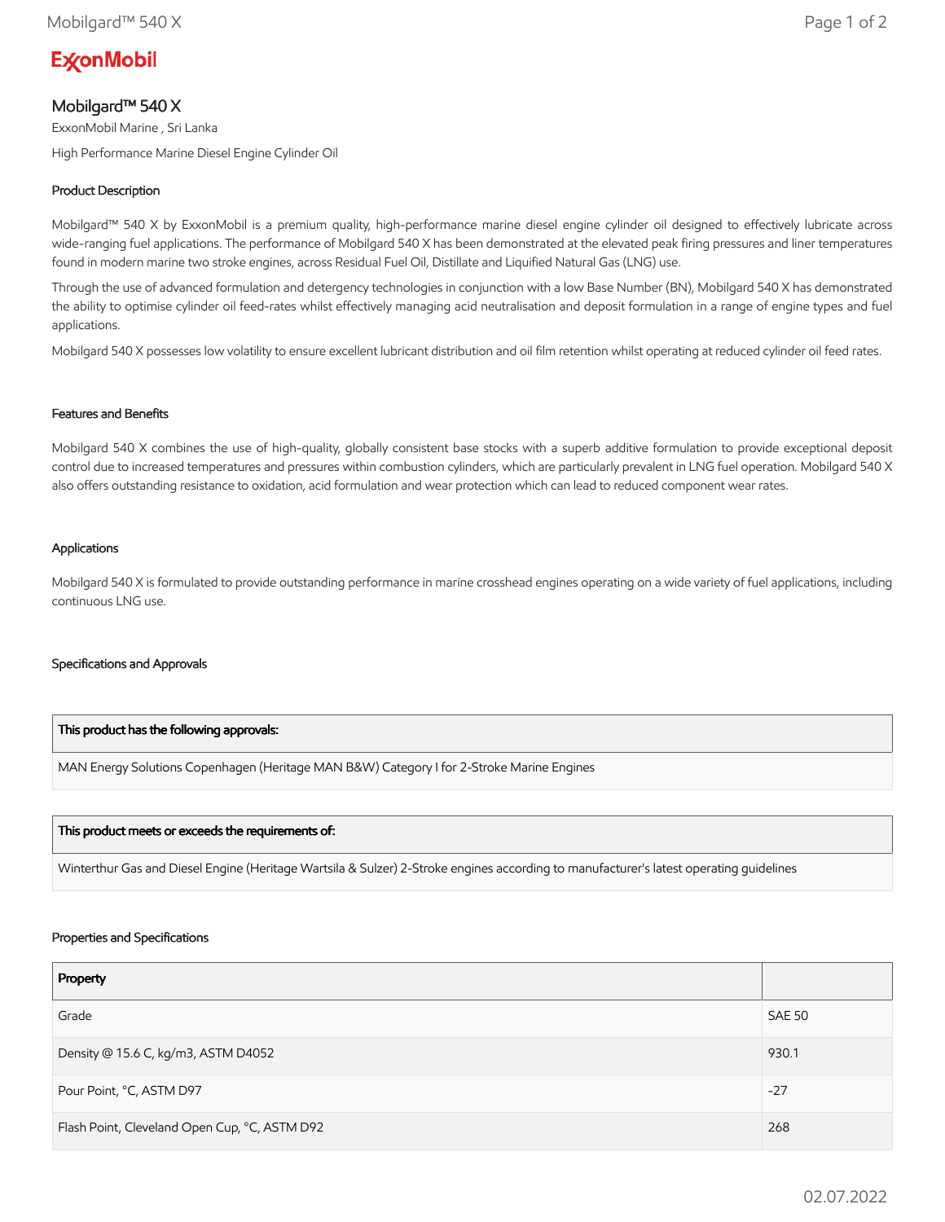ExxonMobil

# Mobilgard™ 540 X

ExxonMobil Marine , Sri Lanka

High Performance Marine Diesel Engine Cylinder Oil

## Product Description

Mobilgard™ 540 X by ExxonMobil is a premium quality, high-performance marine diesel engine cylinder oil designed to effectively lubricate across wide-ranging fuel applications. The performance of Mobilgard 540 X has been demonstrated at the elevated peak firing pressures and liner temperatures found in modern marine two stroke engines, across Residual Fuel Oil, Distillate and Liquified Natural Gas (LNG) use.

Through the use of advanced formulation and detergency technologies in conjunction with a low Base Number (BN), Mobilgard 540 X has demonstrated the ability to optimise cylinder oil feed-rates whilst effectively managing acid neutralisation and deposit formulation in a range of engine types and fuel applications.

Mobilgard 540 X possesses low volatility to ensure excellent lubricant distribution and oil film retention whilst operating at reduced cylinder oil feed rates.

## Features and Benefits

Mobilgard 540 X combines the use of high-quality, globally consistent base stocks with a superb additive formulation to provide exceptional deposit control due to increased temperatures and pressures within combustion cylinders, which are particularly prevalent in LNG fuel operation. Mobilgard 540 X also offers outstanding resistance to oxidation, acid formulation and wear protection which can lead to reduced component wear rates.

## Applications

Mobilgard 540 X is formulated to provide outstanding performance in marine crosshead engines operating on a wide variety of fuel applications, including continuous LNG use.

## Specifications and Approvals

| This product has the following approvals: |
|---|
| MAN Energy Solutions Copenhagen (Heritage MAN B&W) Category I for 2-Stroke Marine Engines |

| This product meets or exceeds the requirements of: |
|---|
| Winterthur Gas and Diesel Engine (Heritage Wartsila & Sulzer) 2-Stroke engines according to manufacturer's latest operating guidelines |

## Properties and Specifications

| Property | |
|---|---|
| Grade | SAE 50 |
| Density @ 15.6 C, kg/m3, ASTM D4052 | 930.1 |
| Pour Point, °C, ASTM D97 | -27 |
| Flash Point, Cleveland Open Cup, °C, ASTM D92 | 268 |

02.07.2022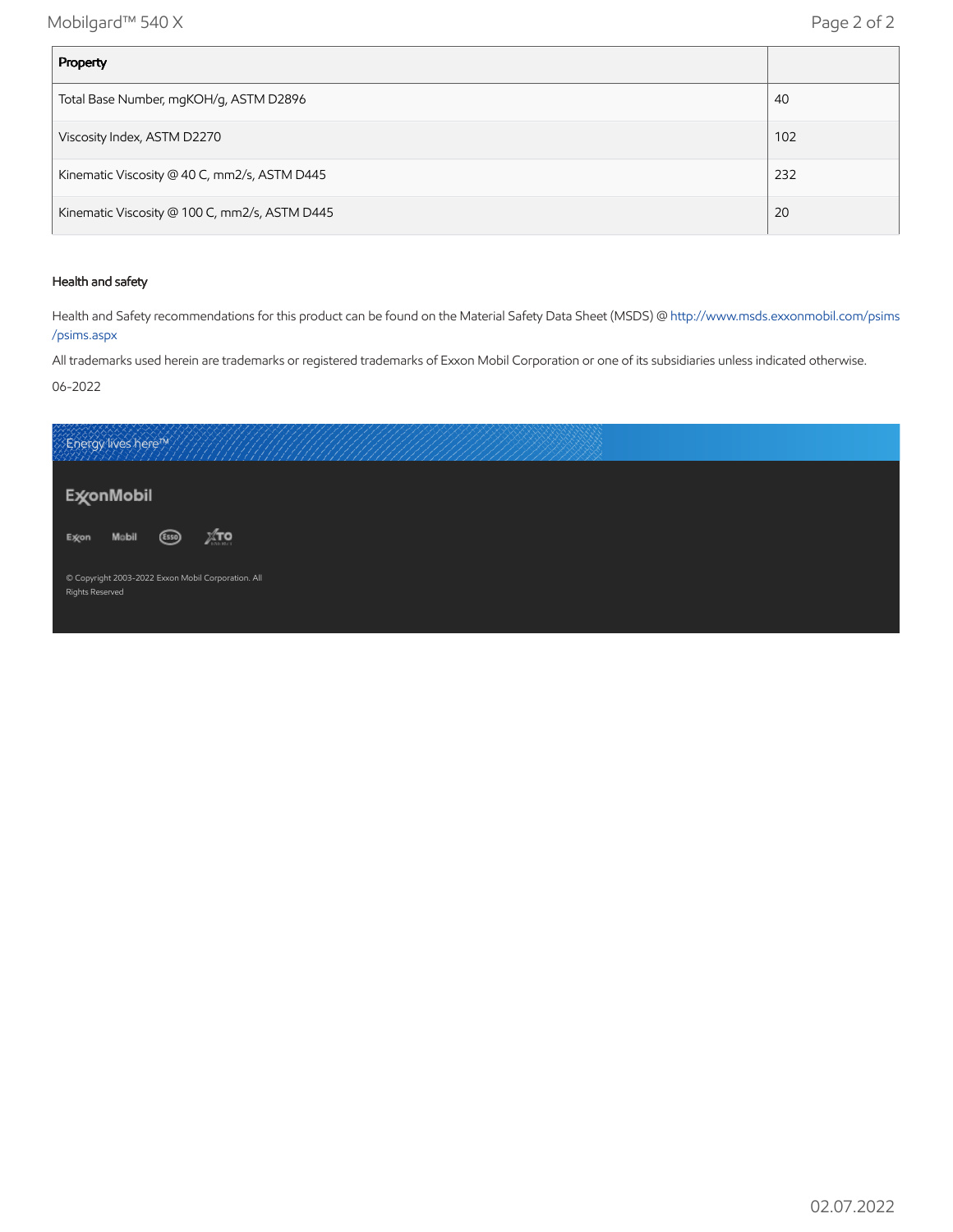| Property | |
|---|---|
| Total Base Number, mgKOH/g, ASTM D2896 | 40 |
| Viscosity Index, ASTM D2270 | 102 |
| Kinematic Viscosity @ 40 C, mm2/s, ASTM D445 | 232 |
| Kinematic Viscosity @ 100 C, mm2/s, ASTM D445 | 20 |

#### Health and safety

Health and Safety recommendations for this product can be found on the Material Safety Data Sheet (MSDS) @ http://www.msds.exxonmobil.com/psims/psims.aspx

All trademarks used herein are trademarks or registered trademarks of Exxon Mobil Corporation or one of its subsidiaries unless indicated otherwise.

06-2022

Energy lives here™

ExxonMobil

Exxon Mobil Esso XTO

© Copyright 2003-2022 Exxon Mobil Corporation. All Rights Reserved